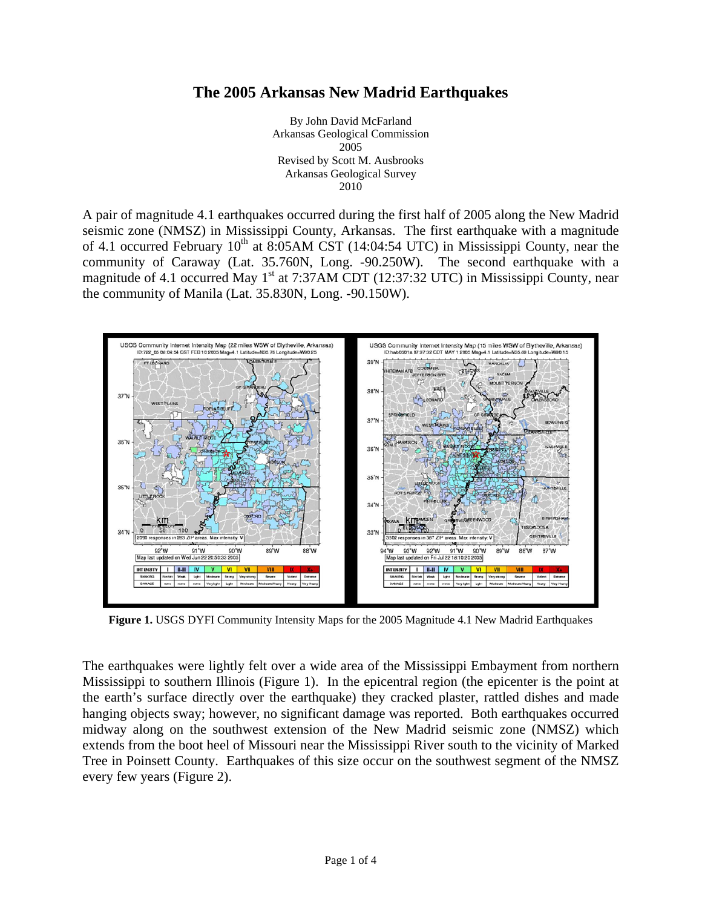# The 2005 Arkansas New Madrid Earthquakes

By John David McFarland
Arkansas Geological Commission
2005
Revised by Scott M. Ausbrooks
Arkansas Geological Survey
2010

A pair of magnitude 4.1 earthquakes occurred during the first half of 2005 along the New Madrid seismic zone (NMSZ) in Mississippi County, Arkansas. The first earthquake with a magnitude of 4.1 occurred February 10th at 8:05AM CST (14:04:54 UTC) in Mississippi County, near the community of Caraway (Lat. 35.760N, Long. -90.250W). The second earthquake with a magnitude of 4.1 occurred May 1st at 7:37AM CDT (12:37:32 UTC) in Mississippi County, near the community of Manila (Lat. 35.830N, Long. -90.150W).

**Figure 1.** USGS DYFI Community Intensity Maps for the 2005 Magnitude 4.1 New Madrid Earthquakes

The earthquakes were lightly felt over a wide area of the Mississippi Embayment from northern Mississippi to southern Illinois (Figure 1). In the epicentral region (the epicenter is the point at the earth's surface directly over the earthquake) they cracked plaster, rattled dishes and made hanging objects sway; however, no significant damage was reported. Both earthquakes occurred midway along on the southwest extension of the New Madrid seismic zone (NMSZ) which extends from the boot heel of Missouri near the Mississippi River south to the vicinity of Marked Tree in Poinsett County. Earthquakes of this size occur on the southwest segment of the NMSZ every few years (Figure 2).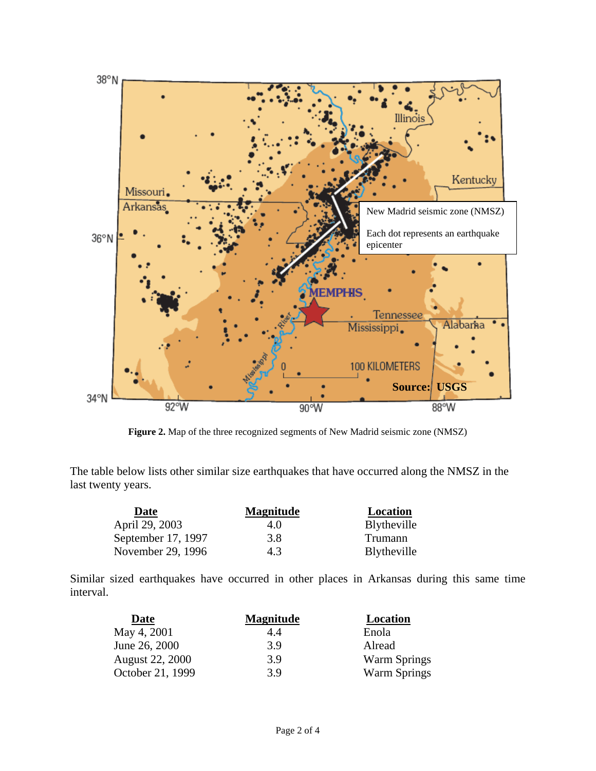**Figure 2.** Map of the three recognized segments of New Madrid seismic zone (NMSZ)

The table below lists other similar size earthquakes that have occurred along the NMSZ in the last twenty years.

| Date | Magnitude | Location |
|---|---|---|
| April 29, 2003 | 4.0 | Blytheville |
| September 17, 1997 | 3.8 | Trumann |
| November 29, 1996 | 4.3 | Blytheville |

Similar sized earthquakes have occurred in other places in Arkansas during this same time interval.

| Date | Magnitude | Location |
|---|---|---|
| May 4, 2001 | 4.4 | Enola |
| June 26, 2000 | 3.9 | Alread |
| August 22, 2000 | 3.9 | Warm Springs |
| October 21, 1999 | 3.9 | Warm Springs |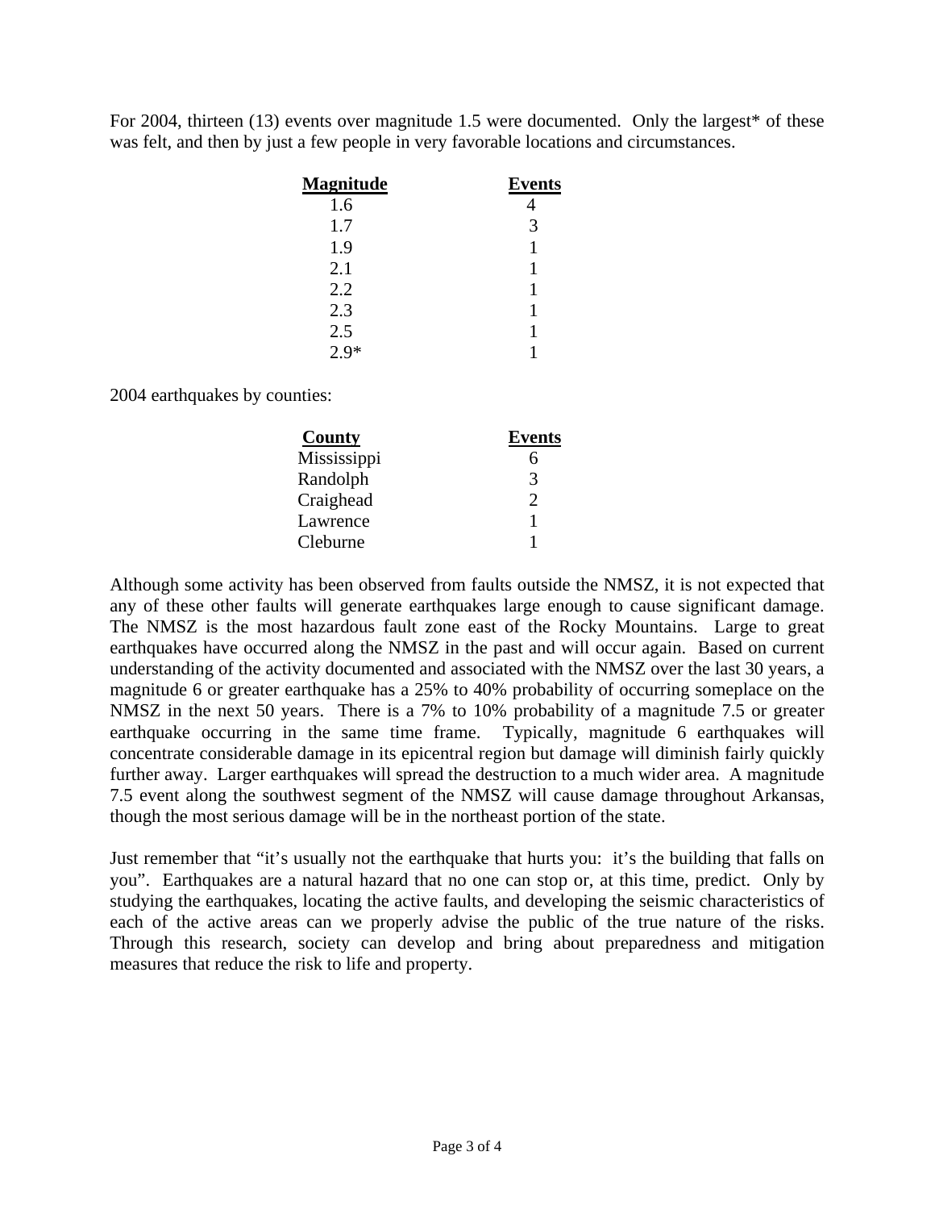For 2004, thirteen (13) events over magnitude 1.5 were documented. Only the largest* of these was felt, and then by just a few people in very favorable locations and circumstances.

| **Magnitude** | **Events** |
|---|---|
| 1.6 | 4 |
| 1.7 | 3 |
| 1.9 | 1 |
| 2.1 | 1 |
| 2.2 | 1 |
| 2.3 | 1 |
| 2.5 | 1 |
| 2.9* | 1 |

2004 earthquakes by counties:

| **County** | **Events** |
|---|---|
| Mississippi | 6 |
| Randolph | 3 |
| Craighead | 2 |
| Lawrence | 1 |
| Cleburne | 1 |

Although some activity has been observed from faults outside the NMSZ, it is not expected that any of these other faults will generate earthquakes large enough to cause significant damage. The NMSZ is the most hazardous fault zone east of the Rocky Mountains. Large to great earthquakes have occurred along the NMSZ in the past and will occur again. Based on current understanding of the activity documented and associated with the NMSZ over the last 30 years, a magnitude 6 or greater earthquake has a 25% to 40% probability of occurring someplace on the NMSZ in the next 50 years. There is a 7% to 10% probability of a magnitude 7.5 or greater earthquake occurring in the same time frame. Typically, magnitude 6 earthquakes will concentrate considerable damage in its epicentral region but damage will diminish fairly quickly further away. Larger earthquakes will spread the destruction to a much wider area. A magnitude 7.5 event along the southwest segment of the NMSZ will cause damage throughout Arkansas, though the most serious damage will be in the northeast portion of the state.

Just remember that "it's usually not the earthquake that hurts you: it's the building that falls on you". Earthquakes are a natural hazard that no one can stop or, at this time, predict. Only by studying the earthquakes, locating the active faults, and developing the seismic characteristics of each of the active areas can we properly advise the public of the true nature of the risks. Through this research, society can develop and bring about preparedness and mitigation measures that reduce the risk to life and property.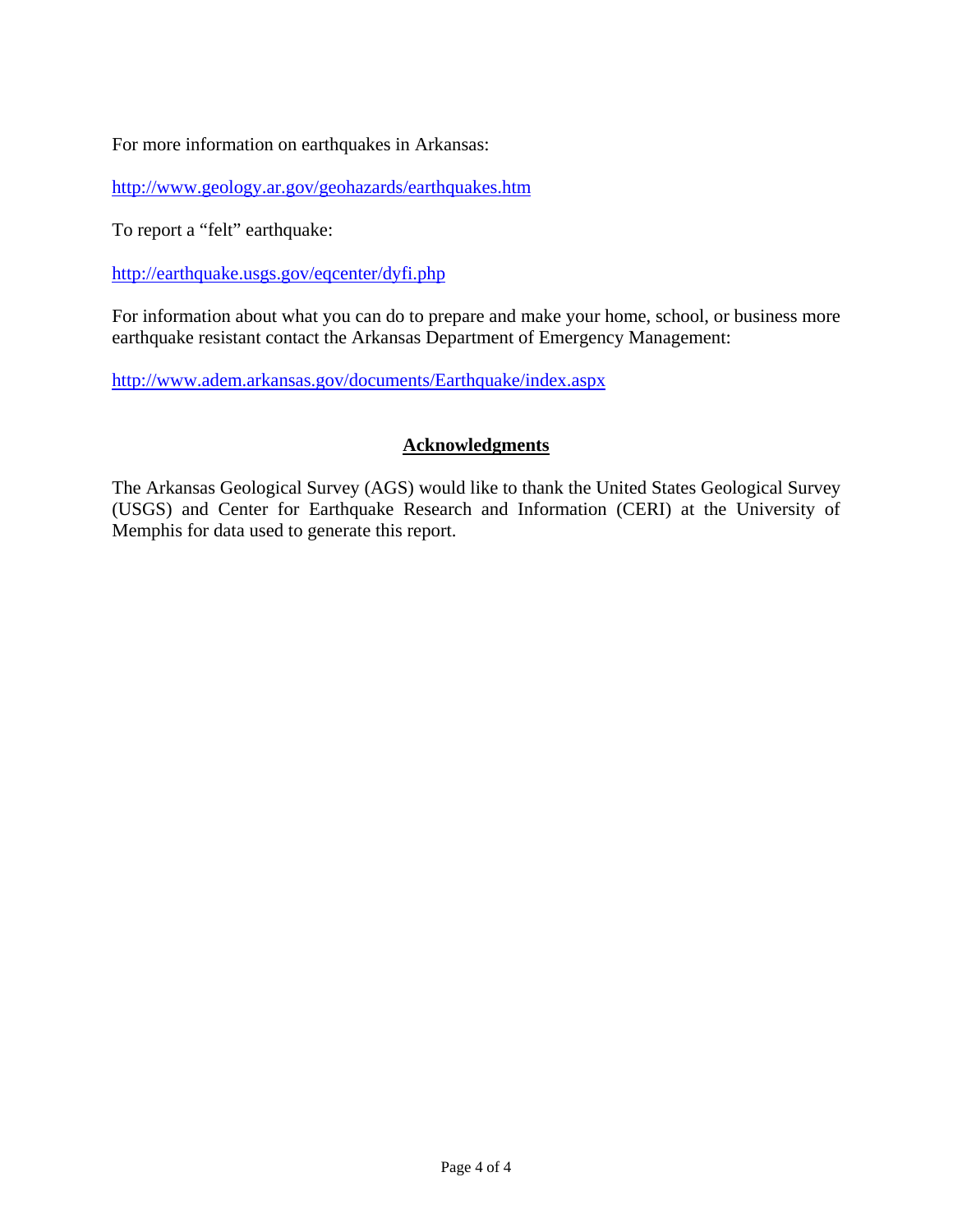For more information on earthquakes in Arkansas:

http://www.geology.ar.gov/geohazards/earthquakes.htm

To report a "felt" earthquake:

http://earthquake.usgs.gov/eqcenter/dyfi.php

For information about what you can do to prepare and make your home, school, or business more earthquake resistant contact the Arkansas Department of Emergency Management:

http://www.adem.arkansas.gov/documents/Earthquake/index.aspx

## Acknowledgments

The Arkansas Geological Survey (AGS) would like to thank the United States Geological Survey (USGS) and Center for Earthquake Research and Information (CERI) at the University of Memphis for data used to generate this report.